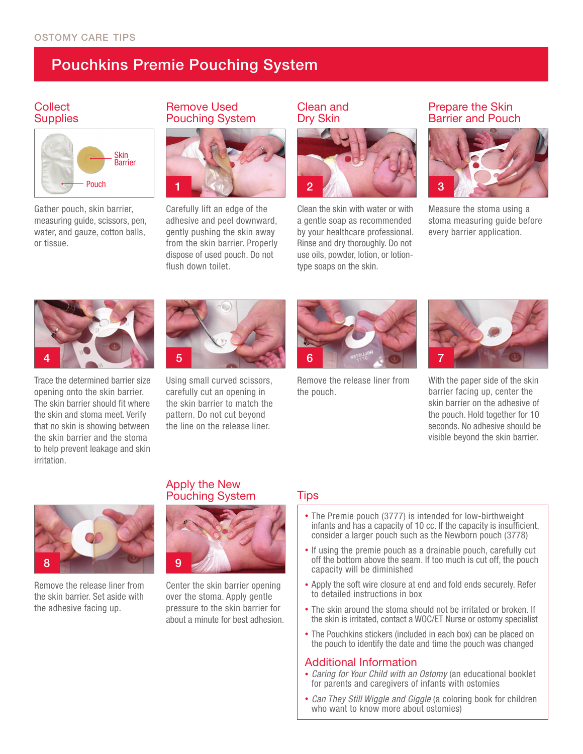OSTOMY CARE TIPS

# Pouchkins Premie Pouching System

## Collect Supplies

Skin Barrier

Pouch

Gather pouch, skin barrier, measuring guide, scissors, pen, water, and gauze, cotton balls, or tissue.

## Remove Used Pouching System

1

Carefully lift an edge of the adhesive and peel downward, gently pushing the skin away from the skin barrier. Properly dispose of used pouch. Do not flush down toilet.

## Clean and Dry Skin

2

Clean the skin with water or with a gentle soap as recommended by your healthcare professional. Rinse and dry thoroughly. Do not use oils, powder, lotion, or lotion-type soaps on the skin.

## Prepare the Skin Barrier and Pouch

3

Measure the stoma using a stoma measuring guide before every barrier application.

4

Trace the determined barrier size opening onto the skin barrier. The skin barrier should fit where the skin and stoma meet. Verify that no skin is showing between the skin barrier and the stoma to help prevent leakage and skin irritation.

5

Using small curved scissors, carefully cut an opening in the skin barrier to match the pattern. Do not cut beyond the line on the release liner.

6

Remove the release liner from the pouch.

7

With the paper side of the skin barrier facing up, center the skin barrier on the adhesive of the pouch. Hold together for 10 seconds. No adhesive should be visible beyond the skin barrier.

8

Remove the release liner from the skin barrier. Set aside with the adhesive facing up.

## Apply the New Pouching System

9

Center the skin barrier opening over the stoma. Apply gentle pressure to the skin barrier for about a minute for best adhesion.

## Tips

- The Premie pouch (3777) is intended for low-birthweight infants and has a capacity of 10 cc. If the capacity is insufficient, consider a larger pouch such as the Newborn pouch (3778)
- If using the premie pouch as a drainable pouch, carefully cut off the bottom above the seam. If too much is cut off, the pouch capacity will be diminished
- Apply the soft wire closure at end and fold ends securely. Refer to detailed instructions in box
- The skin around the stoma should not be irritated or broken. If the skin is irritated, contact a WOC/ET Nurse or ostomy specialist
- The Pouchkins stickers (included in each box) can be placed on the pouch to identify the date and time the pouch was changed

## Additional Information

- *Caring for Your Child with an Ostomy* (an educational booklet for parents and caregivers of infants with ostomies
- *Can They Still Wiggle and Giggle* (a coloring book for children who want to know more about ostomies)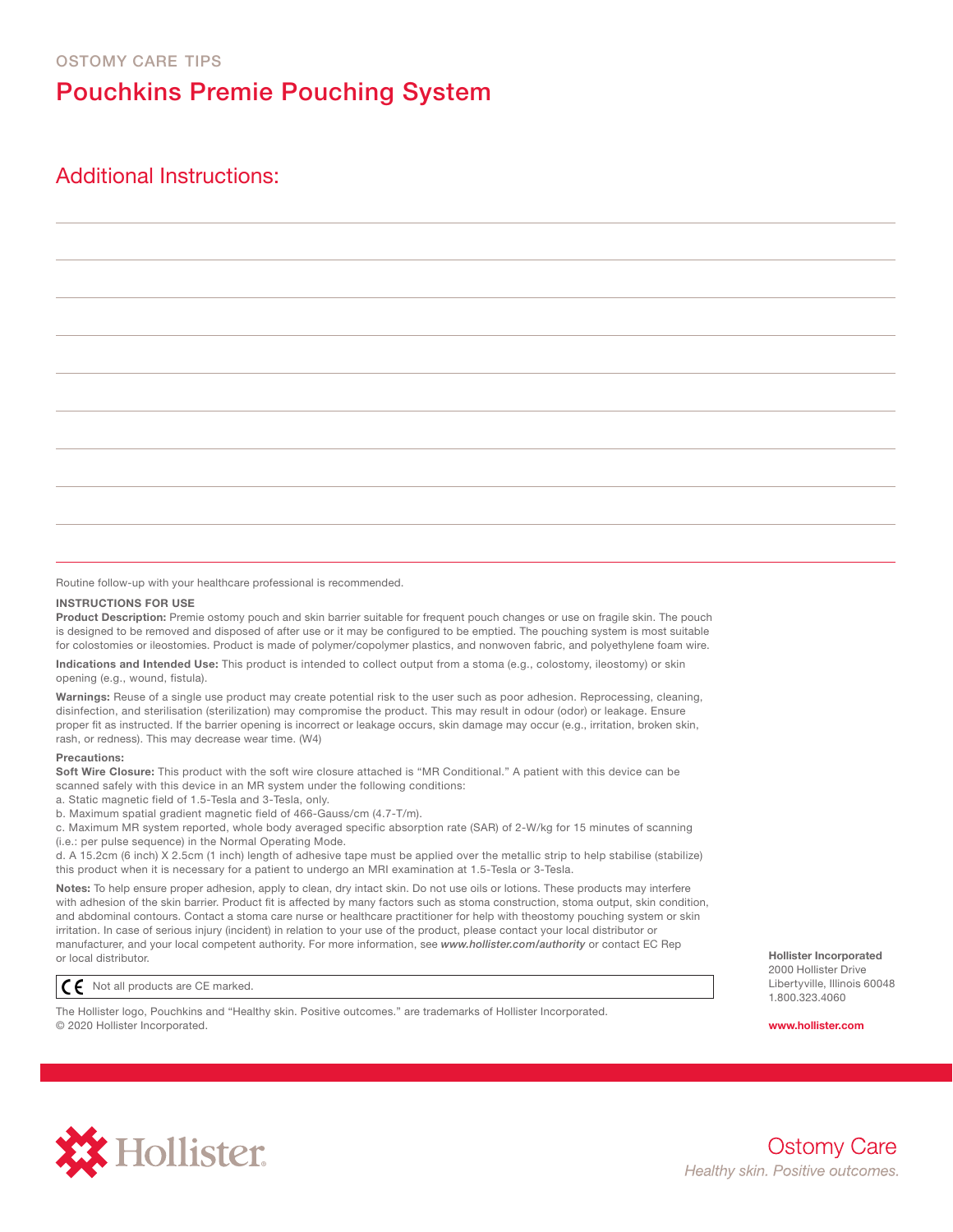OSTOMY CARE TIPS

# Pouchkins Premie Pouching System

## Additional Instructions:

Routine follow-up with your healthcare professional is recommended.

**INSTRUCTIONS FOR USE**

**Product Description:** Premie ostomy pouch and skin barrier suitable for frequent pouch changes or use on fragile skin. The pouch is designed to be removed and disposed of after use or it may be configured to be emptied. The pouching system is most suitable for colostomies or ileostomies. Product is made of polymer/copolymer plastics, and nonwoven fabric, and polyethylene foam wire.

**Indications and Intended Use:** This product is intended to collect output from a stoma (e.g., colostomy, ileostomy) or skin opening (e.g., wound, fistula).

**Warnings:** Reuse of a single use product may create potential risk to the user such as poor adhesion. Reprocessing, cleaning, disinfection, and sterilisation (sterilization) may compromise the product. This may result in odour (odor) or leakage. Ensure proper fit as instructed. If the barrier opening is incorrect or leakage occurs, skin damage may occur (e.g., irritation, broken skin, rash, or redness). This may decrease wear time. (W4)

**Precautions:**

**Soft Wire Closure:** This product with the soft wire closure attached is "MR Conditional." A patient with this device can be scanned safely with this device in an MR system under the following conditions:

a. Static magnetic field of 1.5-Tesla and 3-Tesla, only.

b. Maximum spatial gradient magnetic field of 466-Gauss/cm (4.7-T/m).

c. Maximum MR system reported, whole body averaged specific absorption rate (SAR) of 2-W/kg for 15 minutes of scanning (i.e.: per pulse sequence) in the Normal Operating Mode.

d. A 15.2cm (6 inch) X 2.5cm (1 inch) length of adhesive tape must be applied over the metallic strip to help stabilise (stabilize) this product when it is necessary for a patient to undergo an MRI examination at 1.5-Tesla or 3-Tesla.

**Notes:** To help ensure proper adhesion, apply to clean, dry intact skin. Do not use oils or lotions. These products may interfere with adhesion of the skin barrier. Product fit is affected by many factors such as stoma construction, stoma output, skin condition, and abdominal contours. Contact a stoma care nurse or healthcare practitioner for help with theostomy pouching system or skin irritation. In case of serious injury (incident) in relation to your use of the product, please contact your local distributor or manufacturer, and your local competent authority. For more information, see *www.hollister.com/authority* or contact EC Rep or local distributor.

CE Not all products are CE marked.

The Hollister logo, Pouchkins and "Healthy skin. Positive outcomes." are trademarks of Hollister Incorporated.
© 2020 Hollister Incorporated.

**Hollister Incorporated**
2000 Hollister Drive
Libertyville, Illinois 60048
1.800.323.4060

**www.hollister.com**

Hollister

Ostomy Care
*Healthy skin. Positive outcomes.*